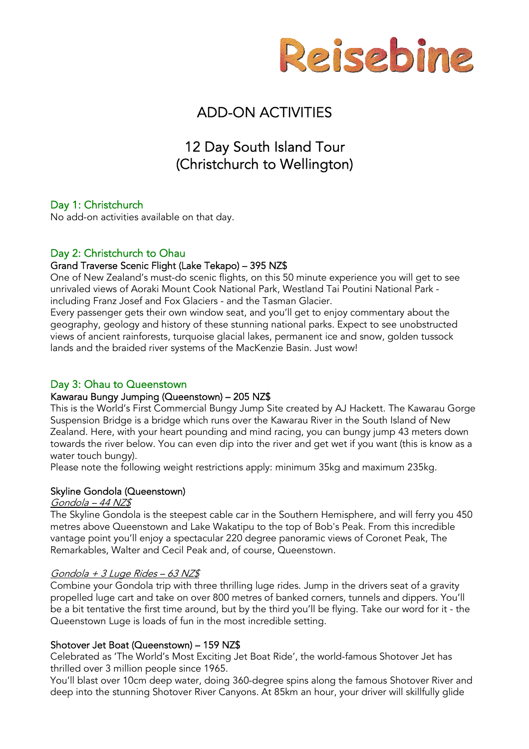Reisebine

# ADD-ON ACTIVITIES

## 12 Day South Island Tour
## (Christchurch to Wellington)

### Day 1: Christchurch

No add-on activities available on that day.

### Day 2: Christchurch to Ohau

**Grand Traverse Scenic Flight (Lake Tekapo) – 395 NZ$**

One of New Zealand's must-do scenic flights, on this 50 minute experience you will get to see unrivaled views of Aoraki Mount Cook National Park, Westland Tai Poutini National Park - including Franz Josef and Fox Glaciers - and the Tasman Glacier.

Every passenger gets their own window seat, and you'll get to enjoy commentary about the geography, geology and history of these stunning national parks. Expect to see unobstructed views of ancient rainforests, turquoise glacial lakes, permanent ice and snow, golden tussock lands and the braided river systems of the MacKenzie Basin. Just wow!

### Day 3: Ohau to Queenstown

**Kawarau Bungy Jumping (Queenstown) – 205 NZ$**

This is the World's First Commercial Bungy Jump Site created by AJ Hackett. The Kawarau Gorge Suspension Bridge is a bridge which runs over the Kawarau River in the South Island of New Zealand. Here, with your heart pounding and mind racing, you can bungy jump 43 meters down towards the river below. You can even dip into the river and get wet if you want (this is know as a water touch bungy).

Please note the following weight restrictions apply: minimum 35kg and maximum 235kg.

**Skyline Gondola (Queenstown)**

*Gondola – 44 NZ$*

The Skyline Gondola is the steepest cable car in the Southern Hemisphere, and will ferry you 450 metres above Queenstown and Lake Wakatipu to the top of Bob's Peak. From this incredible vantage point you'll enjoy a spectacular 220 degree panoramic views of Coronet Peak, The Remarkables, Walter and Cecil Peak and, of course, Queenstown.

*Gondola + 3 Luge Rides – 63 NZ$*

Combine your Gondola trip with three thrilling luge rides. Jump in the drivers seat of a gravity propelled luge cart and take on over 800 metres of banked corners, tunnels and dippers. You'll be a bit tentative the first time around, but by the third you'll be flying. Take our word for it - the Queenstown Luge is loads of fun in the most incredible setting.

**Shotover Jet Boat (Queenstown) – 159 NZ$**

Celebrated as 'The World's Most Exciting Jet Boat Ride', the world-famous Shotover Jet has thrilled over 3 million people since 1965.

You'll blast over 10cm deep water, doing 360-degree spins along the famous Shotover River and deep into the stunning Shotover River Canyons. At 85km an hour, your driver will skillfully glide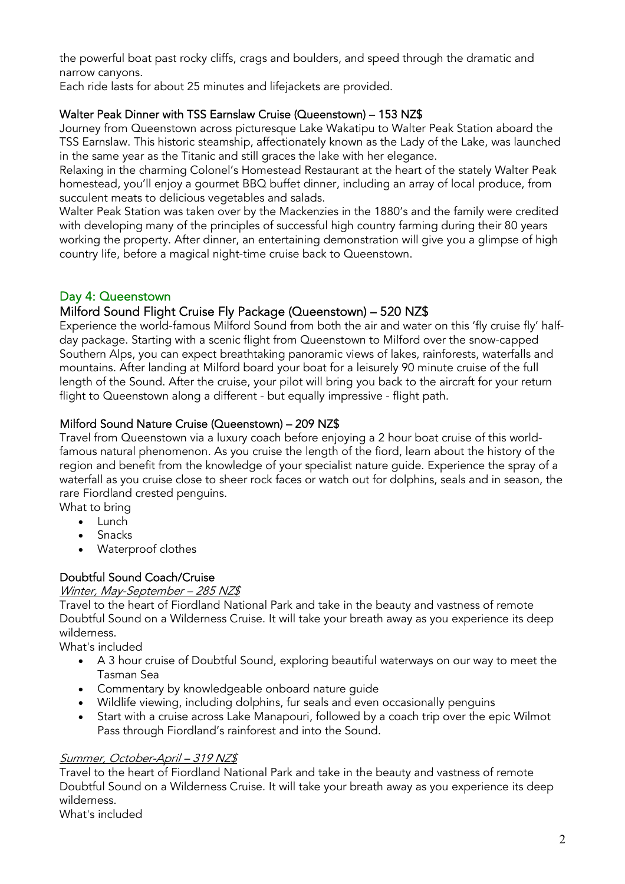the powerful boat past rocky cliffs, crags and boulders, and speed through the dramatic and narrow canyons.

Each ride lasts for about 25 minutes and lifejackets are provided.

### Walter Peak Dinner with TSS Earnslaw Cruise (Queenstown) – 153 NZ$

Journey from Queenstown across picturesque Lake Wakatipu to Walter Peak Station aboard the TSS Earnslaw. This historic steamship, affectionately known as the Lady of the Lake, was launched in the same year as the Titanic and still graces the lake with her elegance.

Relaxing in the charming Colonel's Homestead Restaurant at the heart of the stately Walter Peak homestead, you'll enjoy a gourmet BBQ buffet dinner, including an array of local produce, from succulent meats to delicious vegetables and salads.

Walter Peak Station was taken over by the Mackenzies in the 1880's and the family were credited with developing many of the principles of successful high country farming during their 80 years working the property. After dinner, an entertaining demonstration will give you a glimpse of high country life, before a magical night-time cruise back to Queenstown.

## Day 4: Queenstown

### Milford Sound Flight Cruise Fly Package (Queenstown) – 520 NZ$

Experience the world-famous Milford Sound from both the air and water on this 'fly cruise fly' half-day package. Starting with a scenic flight from Queenstown to Milford over the snow-capped Southern Alps, you can expect breathtaking panoramic views of lakes, rainforests, waterfalls and mountains. After landing at Milford board your boat for a leisurely 90 minute cruise of the full length of the Sound. After the cruise, your pilot will bring you back to the aircraft for your return flight to Queenstown along a different - but equally impressive - flight path.

### Milford Sound Nature Cruise (Queenstown) – 209 NZ$

Travel from Queenstown via a luxury coach before enjoying a 2 hour boat cruise of this world-famous natural phenomenon. As you cruise the length of the fiord, learn about the history of the region and benefit from the knowledge of your specialist nature guide. Experience the spray of a waterfall as you cruise close to sheer rock faces or watch out for dolphins, seals and in season, the rare Fiordland crested penguins.

What to bring

- Lunch
- Snacks
- Waterproof clothes

### Doubtful Sound Coach/Cruise

*Winter, May-September – 285 NZ$*

Travel to the heart of Fiordland National Park and take in the beauty and vastness of remote Doubtful Sound on a Wilderness Cruise. It will take your breath away as you experience its deep wilderness.

What's included

- A 3 hour cruise of Doubtful Sound, exploring beautiful waterways on our way to meet the Tasman Sea
- Commentary by knowledgeable onboard nature guide
- Wildlife viewing, including dolphins, fur seals and even occasionally penguins
- Start with a cruise across Lake Manapouri, followed by a coach trip over the epic Wilmot Pass through Fiordland's rainforest and into the Sound.

*Summer, October-April – 319 NZ$*

Travel to the heart of Fiordland National Park and take in the beauty and vastness of remote Doubtful Sound on a Wilderness Cruise. It will take your breath away as you experience its deep wilderness.

What's included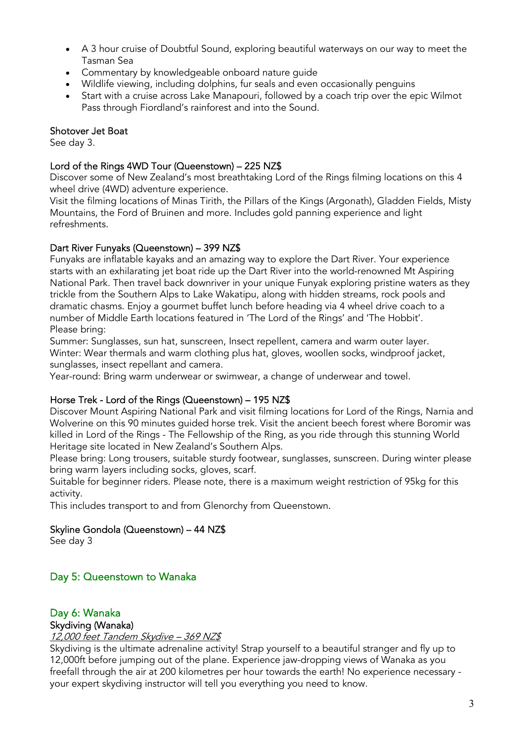- A 3 hour cruise of Doubtful Sound, exploring beautiful waterways on our way to meet the Tasman Sea
- Commentary by knowledgeable onboard nature guide
- Wildlife viewing, including dolphins, fur seals and even occasionally penguins
- Start with a cruise across Lake Manapouri, followed by a coach trip over the epic Wilmot Pass through Fiordland's rainforest and into the Sound.

### Shotover Jet Boat

See day 3.

### Lord of the Rings 4WD Tour (Queenstown) – 225 NZ$

Discover some of New Zealand's most breathtaking Lord of the Rings filming locations on this 4 wheel drive (4WD) adventure experience.

Visit the filming locations of Minas Tirith, the Pillars of the Kings (Argonath), Gladden Fields, Misty Mountains, the Ford of Bruinen and more. Includes gold panning experience and light refreshments.

### Dart River Funyaks (Queenstown) – 399 NZ$

Funyaks are inflatable kayaks and an amazing way to explore the Dart River. Your experience starts with an exhilarating jet boat ride up the Dart River into the world-renowned Mt Aspiring National Park. Then travel back downriver in your unique Funyak exploring pristine waters as they trickle from the Southern Alps to Lake Wakatipu, along with hidden streams, rock pools and dramatic chasms. Enjoy a gourmet buffet lunch before heading via 4 wheel drive coach to a number of Middle Earth locations featured in 'The Lord of the Rings' and 'The Hobbit'.

Please bring:

Summer: Sunglasses, sun hat, sunscreen, Insect repellent, camera and warm outer layer.

Winter: Wear thermals and warm clothing plus hat, gloves, woollen socks, windproof jacket, sunglasses, insect repellant and camera.

Year-round: Bring warm underwear or swimwear, a change of underwear and towel.

### Horse Trek - Lord of the Rings (Queenstown) – 195 NZ$

Discover Mount Aspiring National Park and visit filming locations for Lord of the Rings, Narnia and Wolverine on this 90 minutes guided horse trek. Visit the ancient beech forest where Boromir was killed in Lord of the Rings - The Fellowship of the Ring, as you ride through this stunning World Heritage site located in New Zealand's Southern Alps.

Please bring: Long trousers, suitable sturdy footwear, sunglasses, sunscreen. During winter please bring warm layers including socks, gloves, scarf.

Suitable for beginner riders. Please note, there is a maximum weight restriction of 95kg for this activity.

This includes transport to and from Glenorchy from Queenstown.

### Skyline Gondola (Queenstown) – 44 NZ$

See day 3

## Day 5: Queenstown to Wanaka

## Day 6: Wanaka

### Skyding (Wanaka)

_12,000 feet Tandem Skydive – 369 NZ$_

Skydiving is the ultimate adrenaline activity! Strap yourself to a beautiful stranger and fly up to 12,000ft before jumping out of the plane. Experience jaw-dropping views of Wanaka as you freefall through the air at 200 kilometres per hour towards the earth! No experience necessary - your expert skydiving instructor will tell you everything you need to know.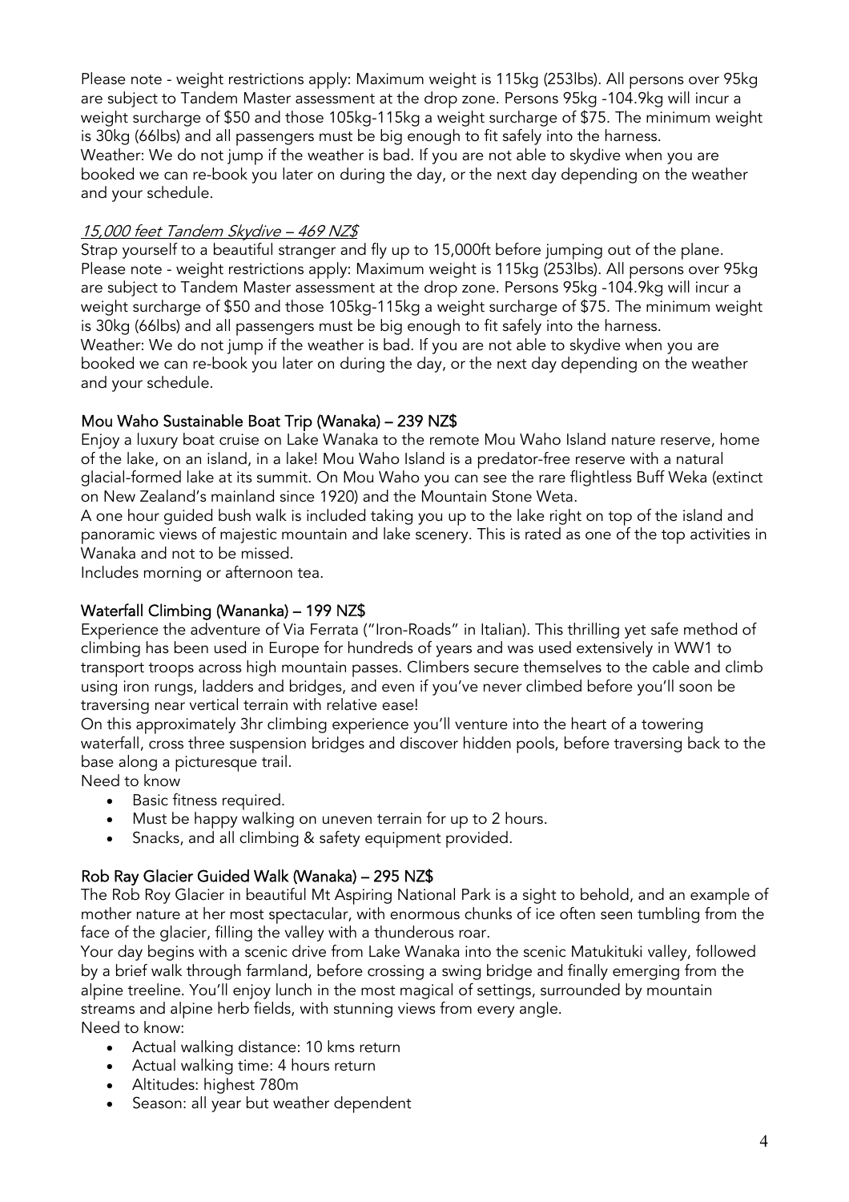Please note - weight restrictions apply: Maximum weight is 115kg (253lbs). All persons over 95kg are subject to Tandem Master assessment at the drop zone. Persons 95kg -104.9kg will incur a weight surcharge of $50 and those 105kg-115kg a weight surcharge of $75. The minimum weight is 30kg (66lbs) and all passengers must be big enough to fit safely into the harness.
Weather: We do not jump if the weather is bad. If you are not able to skydive when you are booked we can re-book you later on during the day, or the next day depending on the weather and your schedule.

*15,000 feet Tandem Skydive – 469 NZ$*

Strap yourself to a beautiful stranger and fly up to 15,000ft before jumping out of the plane. Please note - weight restrictions apply: Maximum weight is 115kg (253lbs). All persons over 95kg are subject to Tandem Master assessment at the drop zone. Persons 95kg -104.9kg will incur a weight surcharge of $50 and those 105kg-115kg a weight surcharge of $75. The minimum weight is 30kg (66lbs) and all passengers must be big enough to fit safely into the harness.
Weather: We do not jump if the weather is bad. If you are not able to skydive when you are booked we can re-book you later on during the day, or the next day depending on the weather and your schedule.

### Mou Waho Sustainable Boat Trip (Wanaka) – 239 NZ$

Enjoy a luxury boat cruise on Lake Wanaka to the remote Mou Waho Island nature reserve, home of the lake, on an island, in a lake! Mou Waho Island is a predator-free reserve with a natural glacial-formed lake at its summit. On Mou Waho you can see the rare flightless Buff Weka (extinct on New Zealand's mainland since 1920) and the Mountain Stone Weta.
A one hour guided bush walk is included taking you up to the lake right on top of the island and panoramic views of majestic mountain and lake scenery. This is rated as one of the top activities in Wanaka and not to be missed.
Includes morning or afternoon tea.

### Waterfall Climbing (Wananka) – 199 NZ$

Experience the adventure of Via Ferrata ("Iron-Roads" in Italian). This thrilling yet safe method of climbing has been used in Europe for hundreds of years and was used extensively in WW1 to transport troops across high mountain passes. Climbers secure themselves to the cable and climb using iron rungs, ladders and bridges, and even if you've never climbed before you'll soon be traversing near vertical terrain with relative ease!
On this approximately 3hr climbing experience you'll venture into the heart of a towering waterfall, cross three suspension bridges and discover hidden pools, before traversing back to the base along a picturesque trail.
Need to know

- Basic fitness required.
- Must be happy walking on uneven terrain for up to 2 hours.
- Snacks, and all climbing & safety equipment provided.

### Rob Ray Glacier Guided Walk (Wanaka) – 295 NZ$

The Rob Roy Glacier in beautiful Mt Aspiring National Park is a sight to behold, and an example of mother nature at her most spectacular, with enormous chunks of ice often seen tumbling from the face of the glacier, filling the valley with a thunderous roar.
Your day begins with a scenic drive from Lake Wanaka into the scenic Matukituki valley, followed by a brief walk through farmland, before crossing a swing bridge and finally emerging from the alpine treeline. You'll enjoy lunch in the most magical of settings, surrounded by mountain streams and alpine herb fields, with stunning views from every angle.
Need to know:

- Actual walking distance: 10 kms return
- Actual walking time: 4 hours return
- Altitudes: highest 780m
- Season: all year but weather dependent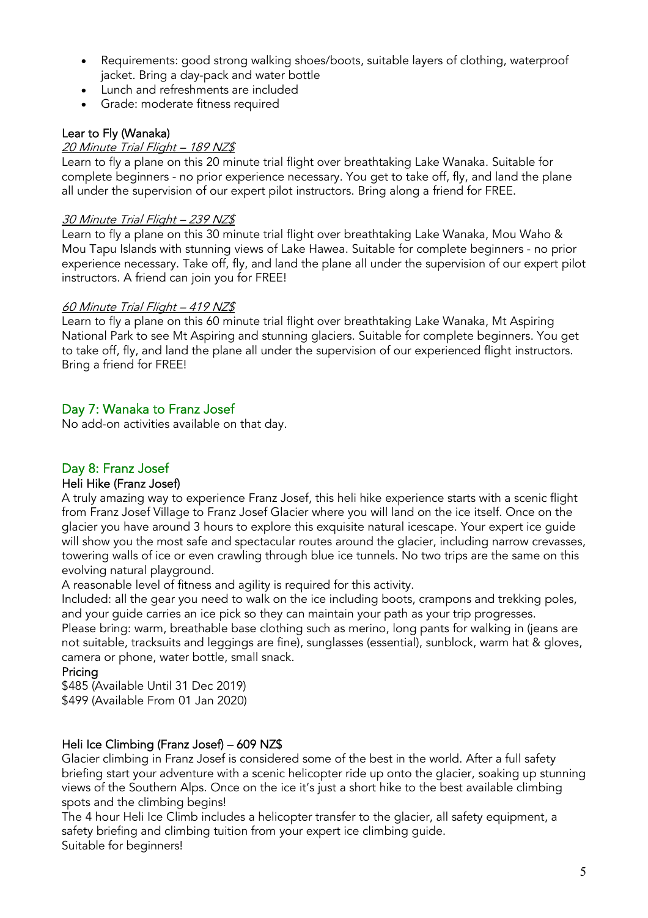- Requirements: good strong walking shoes/boots, suitable layers of clothing, waterproof jacket. Bring a day-pack and water bottle
- Lunch and refreshments are included
- Grade: moderate fitness required

### Lear to Fly (Wanaka)

*20 Minute Trial Flight – 189 NZ$*

Learn to fly a plane on this 20 minute trial flight over breathtaking Lake Wanaka. Suitable for complete beginners - no prior experience necessary. You get to take off, fly, and land the plane all under the supervision of our expert pilot instructors. Bring along a friend for FREE.

*30 Minute Trial Flight – 239 NZ$*

Learn to fly a plane on this 30 minute trial flight over breathtaking Lake Wanaka, Mou Waho & Mou Tapu Islands with stunning views of Lake Hawea. Suitable for complete beginners - no prior experience necessary. Take off, fly, and land the plane all under the supervision of our expert pilot instructors. A friend can join you for FREE!

*60 Minute Trial Flight – 419 NZ$*

Learn to fly a plane on this 60 minute trial flight over breathtaking Lake Wanaka, Mt Aspiring National Park to see Mt Aspiring and stunning glaciers. Suitable for complete beginners. You get to take off, fly, and land the plane all under the supervision of our experienced flight instructors. Bring a friend for FREE!

## Day 7: Wanaka to Franz Josef

No add-on activities available on that day.

## Day 8: Franz Josef

### Heli Hike (Franz Josef)

A truly amazing way to experience Franz Josef, this heli hike experience starts with a scenic flight from Franz Josef Village to Franz Josef Glacier where you will land on the ice itself. Once on the glacier you have around 3 hours to explore this exquisite natural icescape. Your expert ice guide will show you the most safe and spectacular routes around the glacier, including narrow crevasses, towering walls of ice or even crawling through blue ice tunnels. No two trips are the same on this evolving natural playground.

A reasonable level of fitness and agility is required for this activity.

Included: all the gear you need to walk on the ice including boots, crampons and trekking poles, and your guide carries an ice pick so they can maintain your path as your trip progresses.

Please bring: warm, breathable base clothing such as merino, long pants for walking in (jeans are not suitable, tracksuits and leggings are fine), sunglasses (essential), sunblock, warm hat & gloves, camera or phone, water bottle, small snack.

**Pricing**

$485 (Available Until 31 Dec 2019)
$499 (Available From 01 Jan 2020)

### Heli Ice Climbing (Franz Josef) – 609 NZ$

Glacier climbing in Franz Josef is considered some of the best in the world. After a full safety briefing start your adventure with a scenic helicopter ride up onto the glacier, soaking up stunning views of the Southern Alps. Once on the ice it's just a short hike to the best available climbing spots and the climbing begins!

The 4 hour Heli Ice Climb includes a helicopter transfer to the glacier, all safety equipment, a safety briefing and climbing tuition from your expert ice climbing guide.

Suitable for beginners!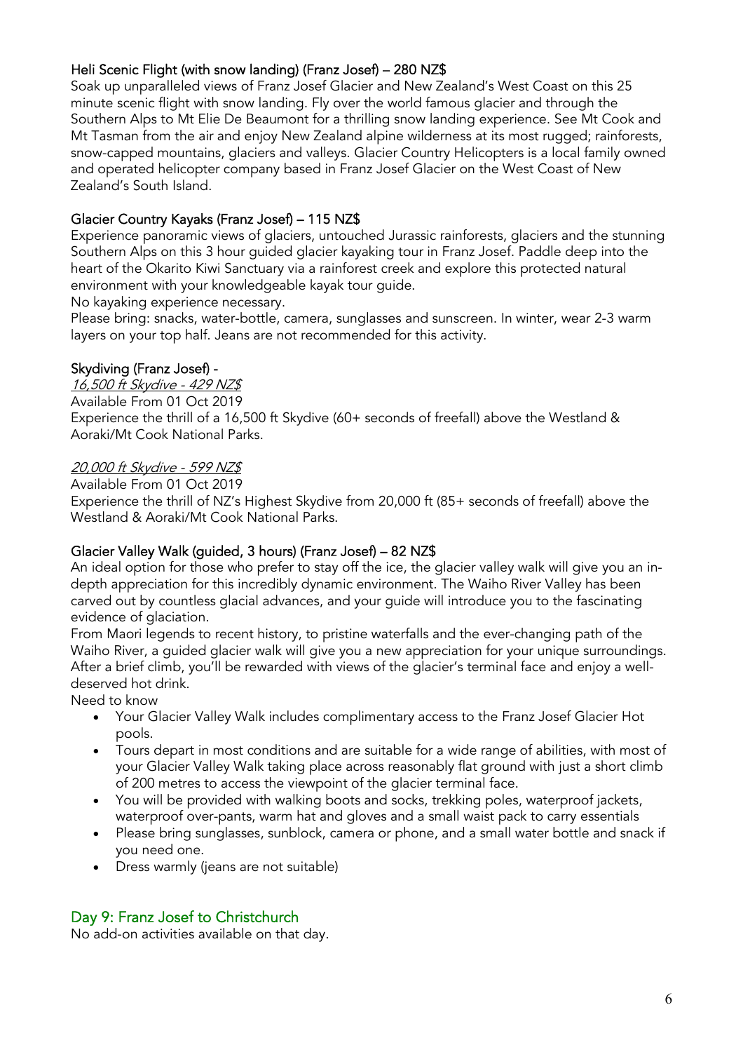### Heli Scenic Flight (with snow landing) (Franz Josef) – 280 NZ$

Soak up unparalleled views of Franz Josef Glacier and New Zealand's West Coast on this 25 minute scenic flight with snow landing. Fly over the world famous glacier and through the Southern Alps to Mt Elie De Beaumont for a thrilling snow landing experience. See Mt Cook and Mt Tasman from the air and enjoy New Zealand alpine wilderness at its most rugged; rainforests, snow-capped mountains, glaciers and valleys. Glacier Country Helicopters is a local family owned and operated helicopter company based in Franz Josef Glacier on the West Coast of New Zealand's South Island.

### Glacier Country Kayaks (Franz Josef) – 115 NZ$

Experience panoramic views of glaciers, untouched Jurassic rainforests, glaciers and the stunning Southern Alps on this 3 hour guided glacier kayaking tour in Franz Josef. Paddle deep into the heart of the Okarito Kiwi Sanctuary via a rainforest creek and explore this protected natural environment with your knowledgeable kayak tour guide.

No kayaking experience necessary.

Please bring: snacks, water-bottle, camera, sunglasses and sunscreen. In winter, wear 2-3 warm layers on your top half. Jeans are not recommended for this activity.

### Skydiving (Franz Josef) -

*16,500 ft Skydive - 429 NZ$*

Available From 01 Oct 2019

Experience the thrill of a 16,500 ft Skydive (60+ seconds of freefall) above the Westland & Aoraki/Mt Cook National Parks.

*20,000 ft Skydive - 599 NZ$*

Available From 01 Oct 2019

Experience the thrill of NZ's Highest Skydive from 20,000 ft (85+ seconds of freefall) above the Westland & Aoraki/Mt Cook National Parks.

### Glacier Valley Walk (guided, 3 hours) (Franz Josef) – 82 NZ$

An ideal option for those who prefer to stay off the ice, the glacier valley walk will give you an in-depth appreciation for this incredibly dynamic environment. The Waiho River Valley has been carved out by countless glacial advances, and your guide will introduce you to the fascinating evidence of glaciation.

From Maori legends to recent history, to pristine waterfalls and the ever-changing path of the Waiho River, a guided glacier walk will give you a new appreciation for your unique surroundings. After a brief climb, you'll be rewarded with views of the glacier's terminal face and enjoy a well-deserved hot drink.

Need to know

- Your Glacier Valley Walk includes complimentary access to the Franz Josef Glacier Hot pools.
- Tours depart in most conditions and are suitable for a wide range of abilities, with most of your Glacier Valley Walk taking place across reasonably flat ground with just a short climb of 200 metres to access the viewpoint of the glacier terminal face.
- You will be provided with walking boots and socks, trekking poles, waterproof jackets, waterproof over-pants, warm hat and gloves and a small waist pack to carry essentials
- Please bring sunglasses, sunblock, camera or phone, and a small water bottle and snack if you need one.
- Dress warmly (jeans are not suitable)

## Day 9: Franz Josef to Christchurch

No add-on activities available on that day.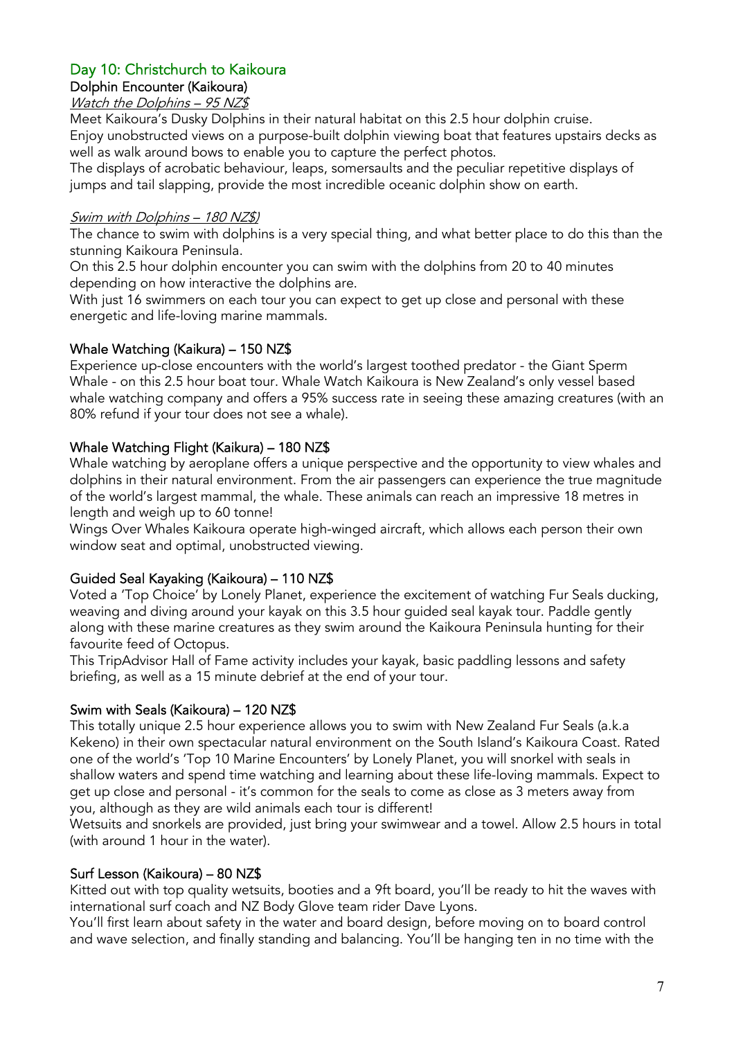## Day 10: Christchurch to Kaikoura

### Dolphin Encounter (Kaikoura)

*Watch the Dolphins – 95 NZ$*

Meet Kaikoura's Dusky Dolphins in their natural habitat on this 2.5 hour dolphin cruise.
Enjoy unobstructed views on a purpose-built dolphin viewing boat that features upstairs decks as well as walk around bows to enable you to capture the perfect photos.
The displays of acrobatic behaviour, leaps, somersaults and the peculiar repetitive displays of jumps and tail slapping, provide the most incredible oceanic dolphin show on earth.

*Swim with Dolphins – 180 NZ$)*

The chance to swim with dolphins is a very special thing, and what better place to do this than the stunning Kaikoura Peninsula.
On this 2.5 hour dolphin encounter you can swim with the dolphins from 20 to 40 minutes depending on how interactive the dolphins are.
With just 16 swimmers on each tour you can expect to get up close and personal with these energetic and life-loving marine mammals.

### Whale Watching (Kaikura) – 150 NZ$

Experience up-close encounters with the world's largest toothed predator - the Giant Sperm Whale - on this 2.5 hour boat tour. Whale Watch Kaikoura is New Zealand's only vessel based whale watching company and offers a 95% success rate in seeing these amazing creatures (with an 80% refund if your tour does not see a whale).

### Whale Watching Flight (Kaikura) – 180 NZ$

Whale watching by aeroplane offers a unique perspective and the opportunity to view whales and dolphins in their natural environment. From the air passengers can experience the true magnitude of the world's largest mammal, the whale. These animals can reach an impressive 18 metres in length and weigh up to 60 tonne!
Wings Over Whales Kaikoura operate high-winged aircraft, which allows each person their own window seat and optimal, unobstructed viewing.

### Guided Seal Kayaking (Kaikoura) – 110 NZ$

Voted a 'Top Choice' by Lonely Planet, experience the excitement of watching Fur Seals ducking, weaving and diving around your kayak on this 3.5 hour guided seal kayak tour. Paddle gently along with these marine creatures as they swim around the Kaikoura Peninsula hunting for their favourite feed of Octopus.
This TripAdvisor Hall of Fame activity includes your kayak, basic paddling lessons and safety briefing, as well as a 15 minute debrief at the end of your tour.

### Swim with Seals (Kaikoura) – 120 NZ$

This totally unique 2.5 hour experience allows you to swim with New Zealand Fur Seals (a.k.a Kekeno) in their own spectacular natural environment on the South Island's Kaikoura Coast. Rated one of the world's 'Top 10 Marine Encounters' by Lonely Planet, you will snorkel with seals in shallow waters and spend time watching and learning about these life-loving mammals. Expect to get up close and personal - it's common for the seals to come as close as 3 meters away from you, although as they are wild animals each tour is different!
Wetsuits and snorkels are provided, just bring your swimwear and a towel. Allow 2.5 hours in total (with around 1 hour in the water).

### Surf Lesson (Kaikoura) – 80 NZ$

Kitted out with top quality wetsuits, booties and a 9ft board, you'll be ready to hit the waves with international surf coach and NZ Body Glove team rider Dave Lyons.
You'll first learn about safety in the water and board design, before moving on to board control and wave selection, and finally standing and balancing. You'll be hanging ten in no time with the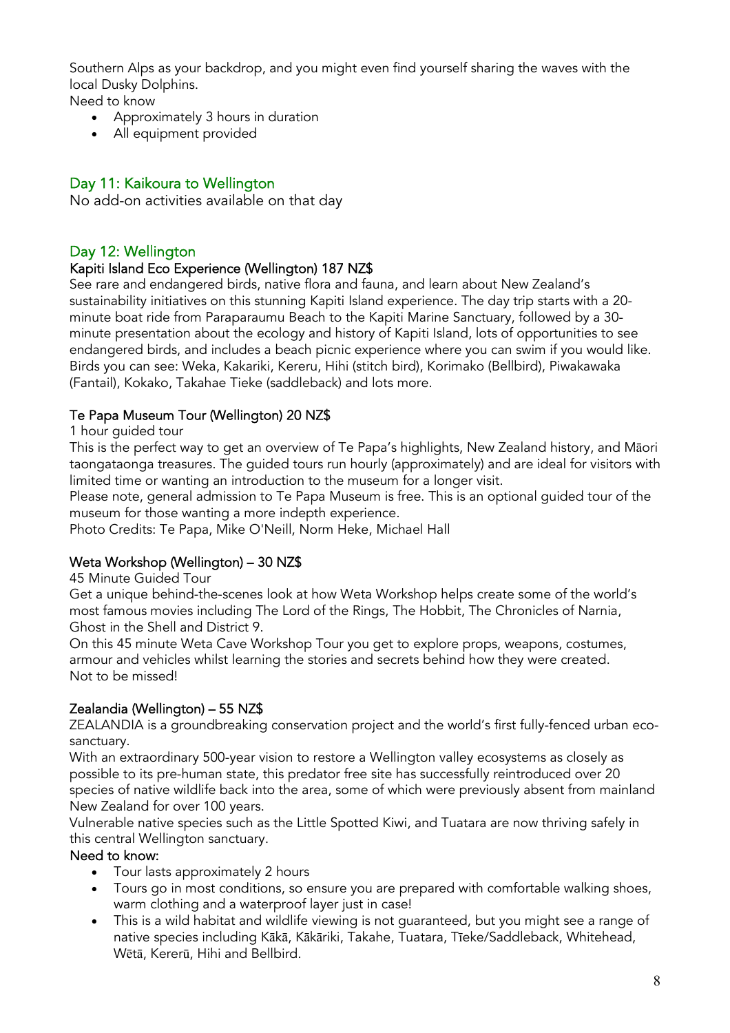Southern Alps as your backdrop, and you might even find yourself sharing the waves with the local Dusky Dolphins.

Need to know

- Approximately 3 hours in duration
- All equipment provided

## Day 11: Kaikoura to Wellington

No add-on activities available on that day

## Day 12: Wellington

### Kapiti Island Eco Experience (Wellington) 187 NZ$

See rare and endangered birds, native flora and fauna, and learn about New Zealand's sustainability initiatives on this stunning Kapiti Island experience. The day trip starts with a 20-minute boat ride from Paraparaumu Beach to the Kapiti Marine Sanctuary, followed by a 30-minute presentation about the ecology and history of Kapiti Island, lots of opportunities to see endangered birds, and includes a beach picnic experience where you can swim if you would like. Birds you can see: Weka, Kakariki, Kereru, Hihi (stitch bird), Korimako (Bellbird), Piwakawaka (Fantail), Kokako, Takahae Tieke (saddleback) and lots more.

### Te Papa Museum Tour (Wellington) 20 NZ$

1 hour guided tour

This is the perfect way to get an overview of Te Papa's highlights, New Zealand history, and Māori taongataonga treasures. The guided tours run hourly (approximately) and are ideal for visitors with limited time or wanting an introduction to the museum for a longer visit.

Please note, general admission to Te Papa Museum is free. This is an optional guided tour of the museum for those wanting a more indepth experience.

Photo Credits: Te Papa, Mike O'Neill, Norm Heke, Michael Hall

### Weta Workshop (Wellington) – 30 NZ$

45 Minute Guided Tour

Get a unique behind-the-scenes look at how Weta Workshop helps create some of the world's most famous movies including The Lord of the Rings, The Hobbit, The Chronicles of Narnia, Ghost in the Shell and District 9.

On this 45 minute Weta Cave Workshop Tour you get to explore props, weapons, costumes, armour and vehicles whilst learning the stories and secrets behind how they were created.

Not to be missed!

### Zealandia (Wellington) – 55 NZ$

ZEALANDIA is a groundbreaking conservation project and the world's first fully-fenced urban eco-sanctuary.

With an extraordinary 500-year vision to restore a Wellington valley ecosystems as closely as possible to its pre-human state, this predator free site has successfully reintroduced over 20 species of native wildlife back into the area, some of which were previously absent from mainland New Zealand for over 100 years.

Vulnerable native species such as the Little Spotted Kiwi, and Tuatara are now thriving safely in this central Wellington sanctuary.

**Need to know:**

- Tour lasts approximately 2 hours
- Tours go in most conditions, so ensure you are prepared with comfortable walking shoes, warm clothing and a waterproof layer just in case!
- This is a wild habitat and wildlife viewing is not guaranteed, but you might see a range of native species including Kākā, Kākāriki, Takahe, Tuatara, Tīeke/Saddleback, Whitehead, Wētā, Kererū, Hihi and Bellbird.